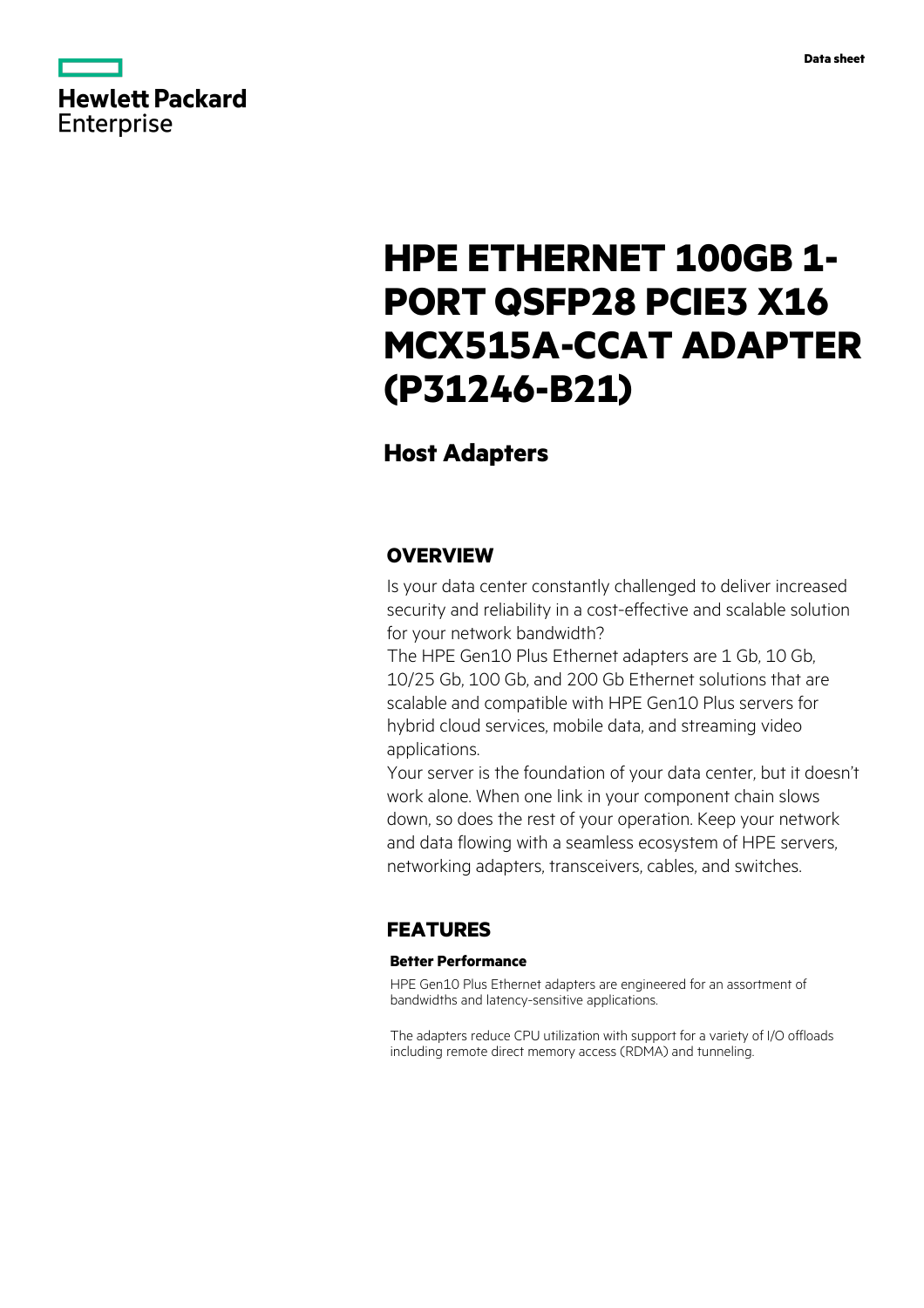Hewlett Packard Enterprise

Data sheet

# HPE ETHERNET 100GB 1-PORT QSFP28 PCIE3 X16 MCX515A-CCAT ADAPTER (P31246-B21)

## Host Adapters

## OVERVIEW

Is your data center constantly challenged to deliver increased security and reliability in a cost-effective and scalable solution for your network bandwidth?

The HPE Gen10 Plus Ethernet adapters are 1 Gb, 10 Gb, 10/25 Gb, 100 Gb, and 200 Gb Ethernet solutions that are scalable and compatible with HPE Gen10 Plus servers for hybrid cloud services, mobile data, and streaming video applications.

Your server is the foundation of your data center, but it doesn't work alone. When one link in your component chain slows down, so does the rest of your operation. Keep your network and data flowing with a seamless ecosystem of HPE servers, networking adapters, transceivers, cables, and switches.

## FEATURES

### Better Performance

HPE Gen10 Plus Ethernet adapters are engineered for an assortment of bandwidths and latency-sensitive applications.

The adapters reduce CPU utilization with support for a variety of I/O offloads including remote direct memory access (RDMA) and tunneling.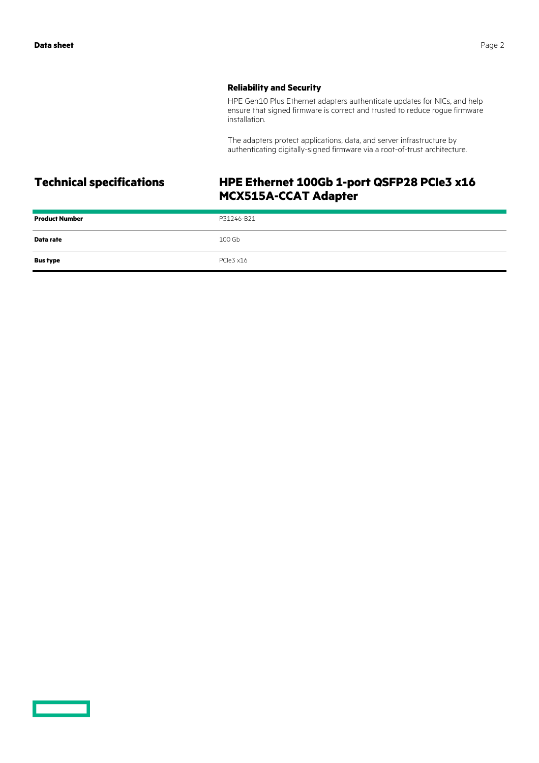### Reliability and Security

HPE Gen10 Plus Ethernet adapters authenticate updates for NICs, and help ensure that signed firmware is correct and trusted to reduce rogue firmware installation.

The adapters protect applications, data, and server infrastructure by authenticating digitally-signed firmware via a root-of-trust architecture.

## Technical specifications

## HPE Ethernet 100Gb 1-port QSFP28 PCIe3 x16 MCX515A-CCAT Adapter

| | |
|---|---|
| **Product Number** | P31246-B21 |
| **Data rate** | 100 Gb |
| **Bus type** | PCIe3 x16 |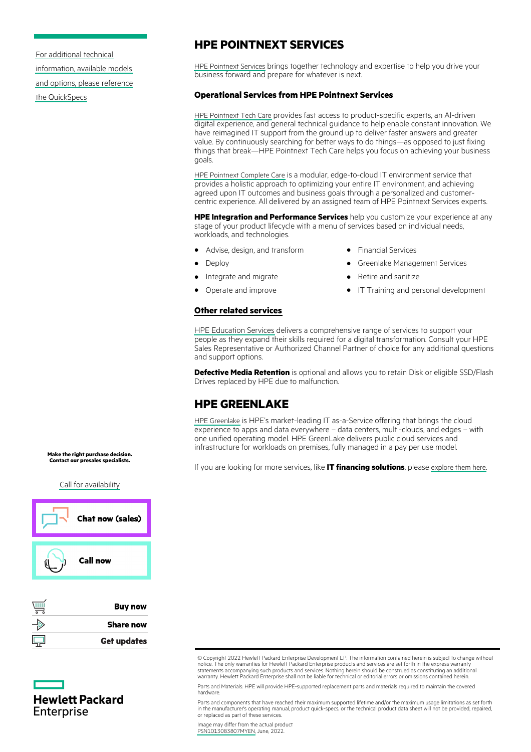For additional technical information, available models and options, please reference the QuickSpecs

# HPE POINTNEXT SERVICES

HPE Pointnext Services brings together technology and expertise to help you drive your business forward and prepare for whatever is next.

### Operational Services from HPE Pointnext Services

HPE Pointnext Tech Care provides fast access to product-specific experts, an AI-driven digital experience, and general technical guidance to help enable constant innovation. We have reimagined IT support from the ground up to deliver faster answers and greater value. By continuously searching for better ways to do things—as opposed to just fixing things that break—HPE Pointnext Tech Care helps you focus on achieving your business goals.

HPE Pointnext Complete Care is a modular, edge-to-cloud IT environment service that provides a holistic approach to optimizing your entire IT environment, and achieving agreed upon IT outcomes and business goals through a personalized and customer-centric experience. All delivered by an assigned team of HPE Pointnext Services experts.

**HPE Integration and Performance Services** help you customize your experience at any stage of your product lifecycle with a menu of services based on individual needs, workloads, and technologies.

- Advise, design, and transform
- Deploy
- Integrate and migrate
- Operate and improve
- Financial Services
- Greenlake Management Services
- Retire and sanitize
- IT Training and personal development

### Other related services

HPE Education Services delivers a comprehensive range of services to support your people as they expand their skills required for a digital transformation. Consult your HPE Sales Representative or Authorized Channel Partner of choice for any additional questions and support options.

**Defective Media Retention** is optional and allows you to retain Disk or eligible SSD/Flash Drives replaced by HPE due to malfunction.

# HPE GREENLAKE

HPE Greenlake is HPE's market-leading IT as-a-Service offering that brings the cloud experience to apps and data everywhere – data centers, multi-clouds, and edges – with one unified operating model. HPE GreenLake delivers public cloud services and infrastructure for workloads on premises, fully managed in a pay per use model.

If you are looking for more services, like **IT financing solutions**, please explore them here.

**Make the right purchase decision. Contact our presales specialists.**

Call for availability

Chat now (sales)

Call now

Buy now

Share now

Get updates

Hewlett Packard Enterprise

© Copyright 2022 Hewlett Packard Enterprise Development LP. The information contained herein is subject to change without notice. The only warranties for Hewlett Packard Enterprise products and services are set forth in the express warranty statements accompanying such products and services. Nothing herein should be construed as constituting an additional warranty. Hewlett Packard Enterprise shall not be liable for technical or editorial errors or omissions contained herein.

Parts and Materials: HPE will provide HPE-supported replacement parts and materials required to maintain the covered hardware.

Parts and components that have reached their maximum supported lifetime and/or the maximum usage limitations as set forth in the manufacturer's operating manual, product quick-specs, or the technical product data sheet will not be provided, repaired, or replaced as part of these services.

Image may differ from the actual product
PSN1013083807MYEN, June, 2022.